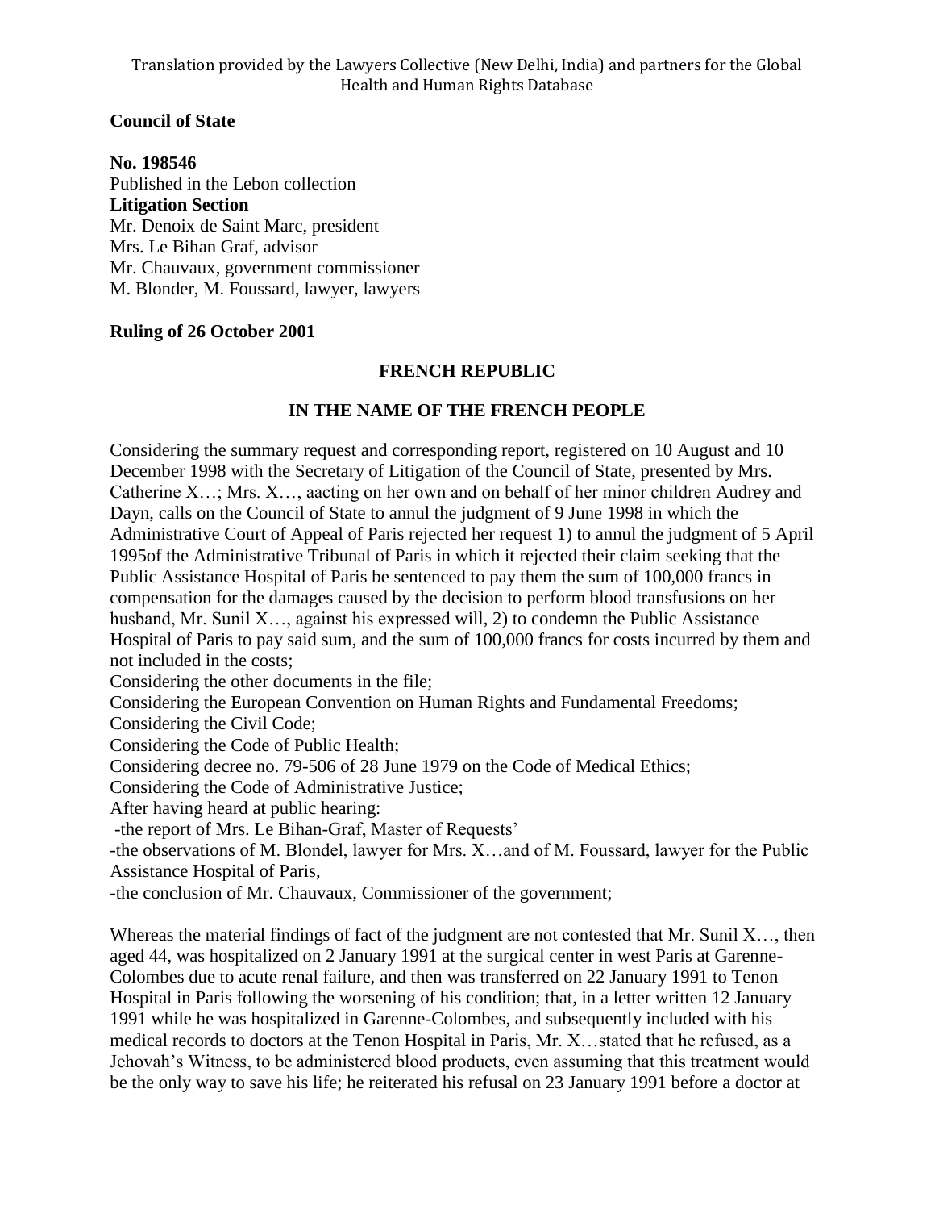Translation provided by the Lawyers Collective (New Delhi, India) and partners for the Global Health and Human Rights Database

**Council of State**

**No. 198546**
Published in the Lebon collection
**Litigation Section**
Mr. Denoix de Saint Marc, president
Mrs. Le Bihan Graf, advisor
Mr. Chauvaux, government commissioner
M. Blonder, M. Foussard, lawyer, lawyers

**Ruling of 26 October 2001**

**FRENCH REPUBLIC**

**IN THE NAME OF THE FRENCH PEOPLE**

Considering the summary request and corresponding report, registered on 10 August and 10 December 1998 with the Secretary of Litigation of the Council of State, presented by Mrs. Catherine X…; Mrs. X…, aacting on her own and on behalf of her minor children Audrey and Dayn, calls on the Council of State to annul the judgment of 9 June 1998 in which the Administrative Court of Appeal of Paris rejected her request 1) to annul the judgment of 5 April 1995of the Administrative Tribunal of Paris in which it rejected their claim seeking that the Public Assistance Hospital of Paris be sentenced to pay them the sum of 100,000 francs in compensation for the damages caused by the decision to perform blood transfusions on her husband, Mr. Sunil X…, against his expressed will, 2) to condemn the Public Assistance Hospital of Paris to pay said sum, and the sum of 100,000 francs for costs incurred by them and not included in the costs;
Considering the other documents in the file;
Considering the European Convention on Human Rights and Fundamental Freedoms;
Considering the Civil Code;
Considering the Code of Public Health;
Considering decree no. 79-506 of 28 June 1979 on the Code of Medical Ethics;
Considering the Code of Administrative Justice;
After having heard at public hearing:
-the report of Mrs. Le Bihan-Graf, Master of Requests'
-the observations of M. Blondel, lawyer for Mrs. X…and of M. Foussard, lawyer for the Public Assistance Hospital of Paris,
-the conclusion of Mr. Chauvaux, Commissioner of the government;

Whereas the material findings of fact of the judgment are not contested that Mr. Sunil X…, then aged 44, was hospitalized on 2 January 1991 at the surgical center in west Paris at Garenne-Colombes due to acute renal failure, and then was transferred on 22 January 1991 to Tenon Hospital in Paris following the worsening of his condition; that, in a letter written 12 January 1991 while he was hospitalized in Garenne-Colombes, and subsequently included with his medical records to doctors at the Tenon Hospital in Paris, Mr. X…stated that he refused, as a Jehovah's Witness, to be administered blood products, even assuming that this treatment would be the only way to save his life; he reiterated his refusal on 23 January 1991 before a doctor at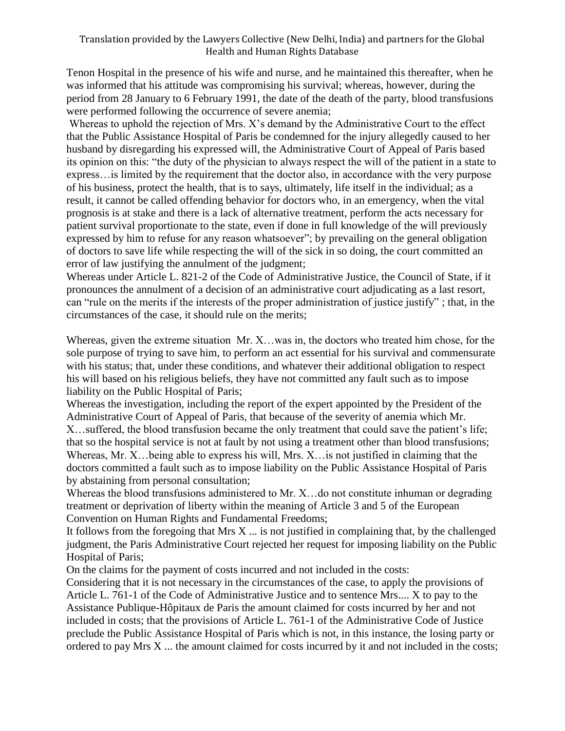Tenon Hospital in the presence of his wife and nurse, and he maintained this thereafter, when he was informed that his attitude was compromising his survival; whereas, however, during the period from 28 January to 6 February 1991, the date of the death of the party, blood transfusions were performed following the occurrence of severe anemia;

Whereas to uphold the rejection of Mrs. X's demand by the Administrative Court to the effect that the Public Assistance Hospital of Paris be condemned for the injury allegedly caused to her husband by disregarding his expressed will, the Administrative Court of Appeal of Paris based its opinion on this: "the duty of the physician to always respect the will of the patient in a state to express…is limited by the requirement that the doctor also, in accordance with the very purpose of his business, protect the health, that is to says, ultimately, life itself in the individual; as a result, it cannot be called offending behavior for doctors who, in an emergency, when the vital prognosis is at stake and there is a lack of alternative treatment, perform the acts necessary for patient survival proportionate to the state, even if done in full knowledge of the will previously expressed by him to refuse for any reason whatsoever"; by prevailing on the general obligation of doctors to save life while respecting the will of the sick in so doing, the court committed an error of law justifying the annulment of the judgment;

Whereas under Article L. 821-2 of the Code of Administrative Justice, the Council of State, if it pronounces the annulment of a decision of an administrative court adjudicating as a last resort, can "rule on the merits if the interests of the proper administration of justice justify" ; that, in the circumstances of the case, it should rule on the merits;

Whereas, given the extreme situation Mr. X…was in, the doctors who treated him chose, for the sole purpose of trying to save him, to perform an act essential for his survival and commensurate with his status; that, under these conditions, and whatever their additional obligation to respect his will based on his religious beliefs, they have not committed any fault such as to impose liability on the Public Hospital of Paris;

Whereas the investigation, including the report of the expert appointed by the President of the Administrative Court of Appeal of Paris, that because of the severity of anemia which Mr. X…suffered, the blood transfusion became the only treatment that could save the patient's life; that so the hospital service is not at fault by not using a treatment other than blood transfusions;

Whereas, Mr. X…being able to express his will, Mrs. X…is not justified in claiming that the doctors committed a fault such as to impose liability on the Public Assistance Hospital of Paris by abstaining from personal consultation;

Whereas the blood transfusions administered to Mr. X…do not constitute inhuman or degrading treatment or deprivation of liberty within the meaning of Article 3 and 5 of the European Convention on Human Rights and Fundamental Freedoms;

It follows from the foregoing that Mrs X ... is not justified in complaining that, by the challenged judgment, the Paris Administrative Court rejected her request for imposing liability on the Public Hospital of Paris;

On the claims for the payment of costs incurred and not included in the costs:

Considering that it is not necessary in the circumstances of the case, to apply the provisions of Article L. 761-1 of the Code of Administrative Justice and to sentence Mrs.... X to pay to the Assistance Publique-Hôpitaux de Paris the amount claimed for costs incurred by her and not included in costs; that the provisions of Article L. 761-1 of the Administrative Code of Justice preclude the Public Assistance Hospital of Paris which is not, in this instance, the losing party or ordered to pay Mrs X ... the amount claimed for costs incurred by it and not included in the costs;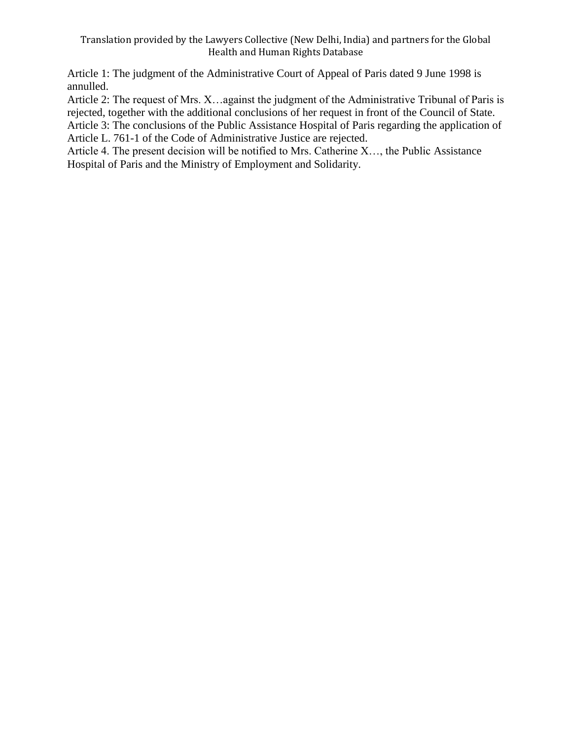Article 1: The judgment of the Administrative Court of Appeal of Paris dated 9 June 1998 is annulled.

Article 2: The request of Mrs. X…against the judgment of the Administrative Tribunal of Paris is rejected, together with the additional conclusions of her request in front of the Council of State.

Article 3: The conclusions of the Public Assistance Hospital of Paris regarding the application of Article L. 761-1 of the Code of Administrative Justice are rejected.

Article 4. The present decision will be notified to Mrs. Catherine X…, the Public Assistance Hospital of Paris and the Ministry of Employment and Solidarity.